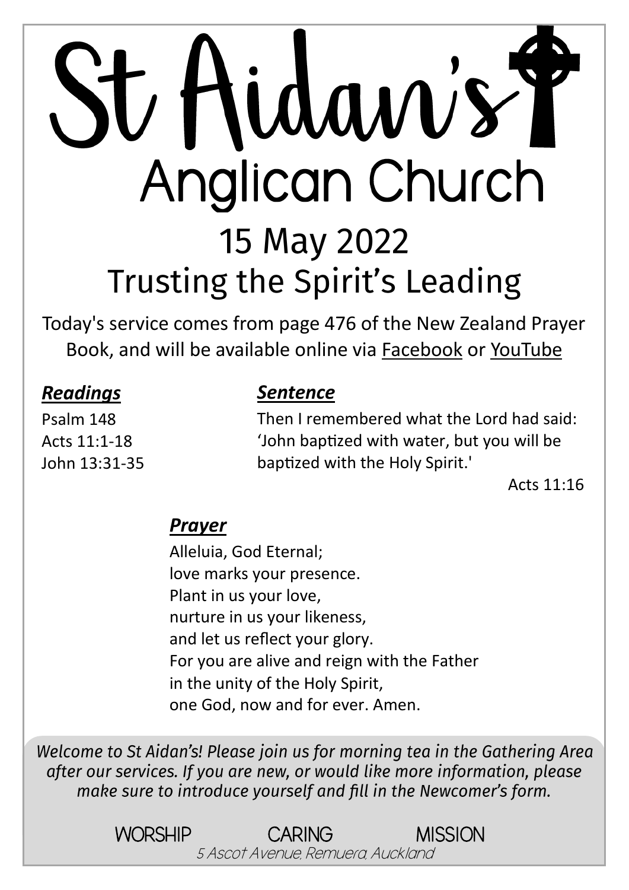# St Aidan's Anglican Church

## 15 May 2022
## Trusting the Spirit's Leading

Today's service comes from page 476 of the New Zealand Prayer Book, and will be available online via Facebook or YouTube

### ***Readings***

Psalm 148
Acts 11:1-18
John 13:31-35

### ***Sentence***

Then I remembered what the Lord had said: 'John baptized with water, but you will be baptized with the Holy Spirit.'

Acts 11:16

### ***Prayer***

Alleluia, God Eternal;
love marks your presence.
Plant in us your love,
nurture in us your likeness,
and let us reflect your glory.
For you are alive and reign with the Father
in the unity of the Holy Spirit,
one God, now and for ever. Amen.

*Welcome to St Aidan's! Please join us for morning tea in the Gathering Area after our services. If you are new, or would like more information, please make sure to introduce yourself and fill in the Newcomer's form.*

WORSHIP CARING MISSION

*5 Ascot Avenue, Remuera, Auckland*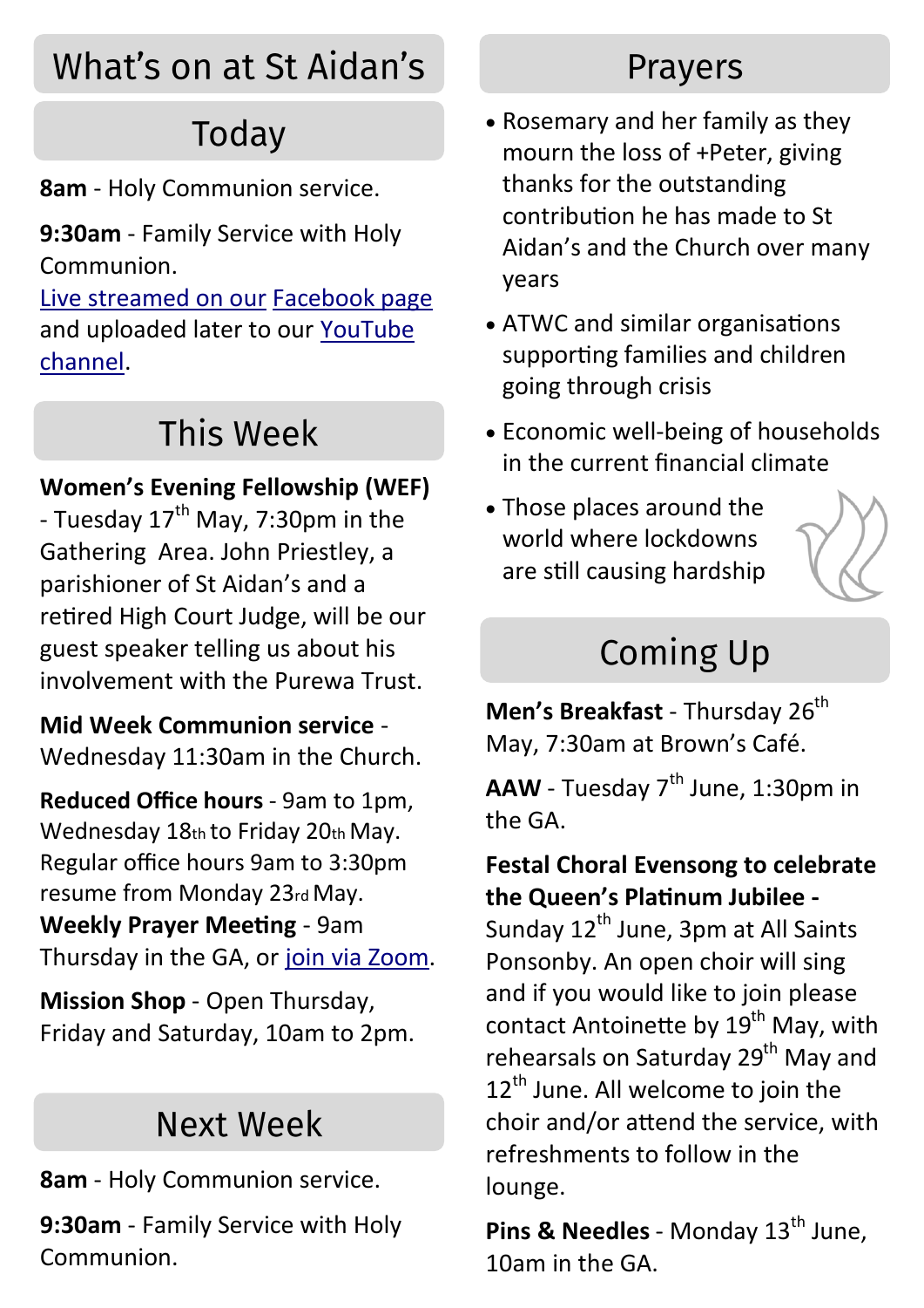# What's on at St Aidan's

## Today

**8am** - Holy Communion service.

**9:30am** - Family Service with Holy Communion.
Live streamed on our Facebook page and uploaded later to our YouTube channel.

## This Week

**Women's Evening Fellowship (WEF)** - Tuesday 17th May, 7:30pm in the Gathering Area. John Priestley, a parishioner of St Aidan's and a retired High Court Judge, will be our guest speaker telling us about his involvement with the Purewa Trust.

**Mid Week Communion service** - Wednesday 11:30am in the Church.

**Reduced Office hours** - 9am to 1pm, Wednesday 18th to Friday 20th May. Regular office hours 9am to 3:30pm resume from Monday 23rd May.

**Weekly Prayer Meeting** - 9am Thursday in the GA, or join via Zoom.

**Mission Shop** - Open Thursday, Friday and Saturday, 10am to 2pm.

## Next Week

**8am** - Holy Communion service.

**9:30am** - Family Service with Holy Communion.

## Prayers

- Rosemary and her family as they mourn the loss of +Peter, giving thanks for the outstanding contribution he has made to St Aidan's and the Church over many years
- ATWC and similar organisations supporting families and children going through crisis
- Economic well-being of households in the current financial climate
- Those places around the world where lockdowns are still causing hardship

## Coming Up

**Men's Breakfast** - Thursday 26th May, 7:30am at Brown's Café.

**AAW** - Tuesday 7th June, 1:30pm in the GA.

**Festal Choral Evensong to celebrate the Queen's Platinum Jubilee -** Sunday 12th June, 3pm at All Saints Ponsonby. An open choir will sing and if you would like to join please contact Antoinette by 19th May, with rehearsals on Saturday 29th May and 12th June. All welcome to join the choir and/or attend the service, with refreshments to follow in the lounge.

**Pins & Needles** - Monday 13th June, 10am in the GA.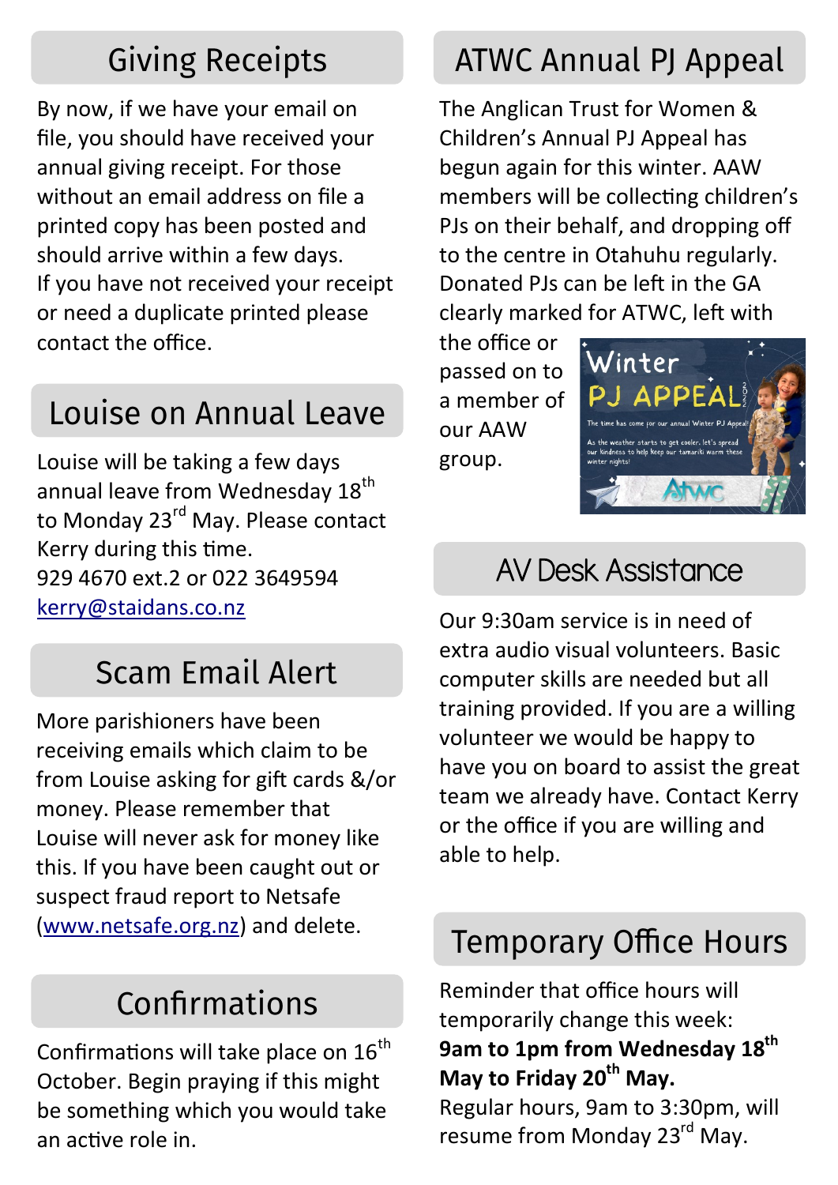## Giving Receipts

By now, if we have your email on file, you should have received your annual giving receipt. For those without an email address on file a printed copy has been posted and should arrive within a few days.
If you have not received your receipt or need a duplicate printed please contact the office.

## Louise on Annual Leave

Louise will be taking a few days annual leave from Wednesday 18th to Monday 23rd May. Please contact Kerry during this time.
929 4670 ext.2 or 022 3649594
kerry@staidans.co.nz

## Scam Email Alert

More parishioners have been receiving emails which claim to be from Louise asking for gift cards &/or money. Please remember that Louise will never ask for money like this. If you have been caught out or suspect fraud report to Netsafe (www.netsafe.org.nz) and delete.

## Confirmations

Confirmations will take place on 16th October. Begin praying if this might be something which you would take an active role in.

## ATWC Annual PJ Appeal

The Anglican Trust for Women & Children's Annual PJ Appeal has begun again for this winter. AAW members will be collecting children's PJs on their behalf, and dropping off to the centre in Otahuhu regularly. Donated PJs can be left in the GA clearly marked for ATWC, left with the office or passed on to a member of our AAW group.

## AV Desk Assistance

Our 9:30am service is in need of extra audio visual volunteers. Basic computer skills are needed but all training provided. If you are a willing volunteer we would be happy to have you on board to assist the great team we already have. Contact Kerry or the office if you are willing and able to help.

## Temporary Office Hours

Reminder that office hours will temporarily change this week:
**9am to 1pm from Wednesday 18th May to Friday 20th May.**
Regular hours, 9am to 3:30pm, will resume from Monday 23rd May.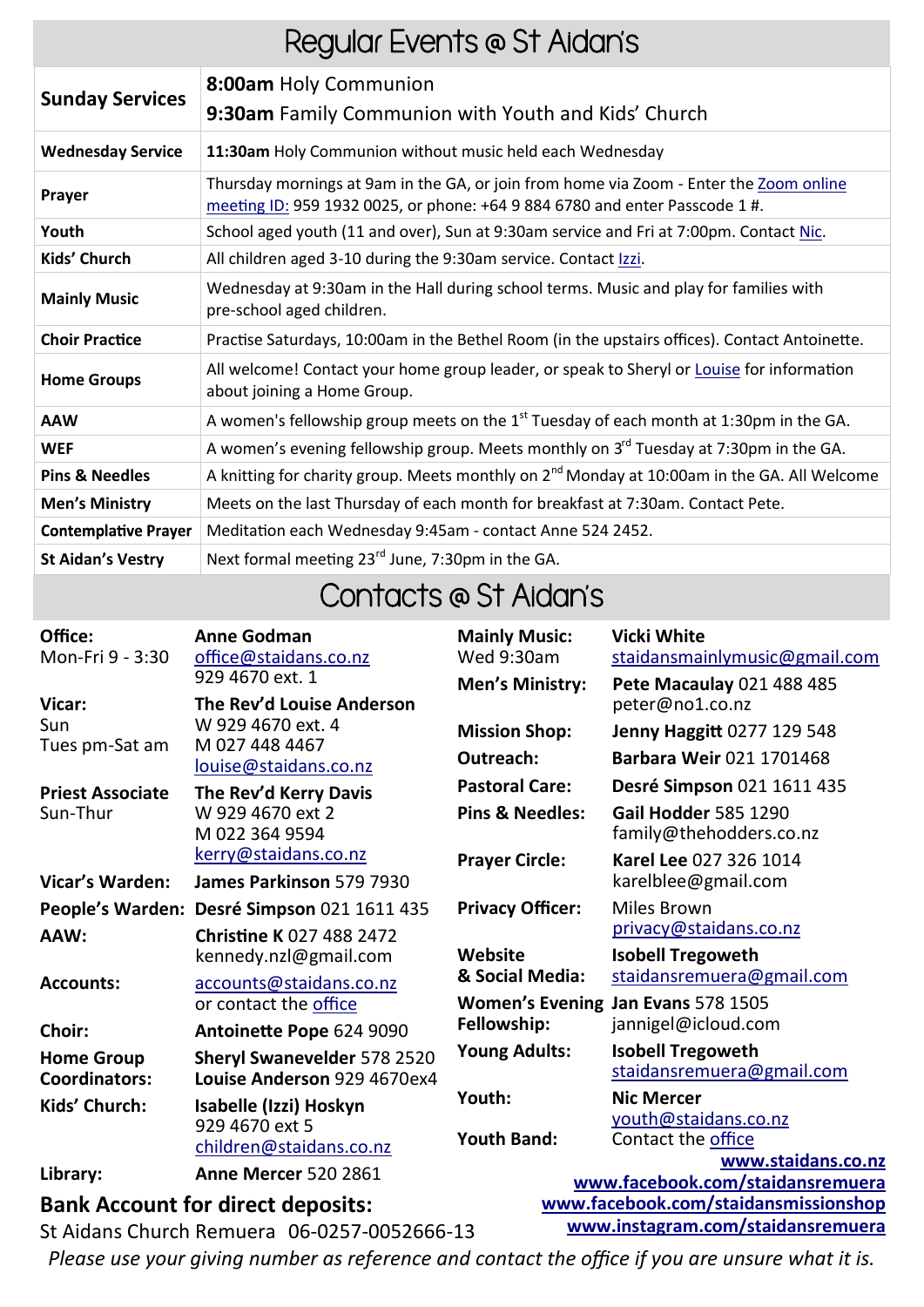# Regular Events @ St Aidan's

| | |
|---|---|
| **Sunday Services** | **8:00am** Holy Communion<br>**9:30am** Family Communion with Youth and Kids' Church |
| **Wednesday Service** | **11:30am** Holy Communion without music held each Wednesday |
| **Prayer** | Thursday mornings at 9am in the GA, or join from home via Zoom - Enter the Zoom online meeting ID: 959 1932 0025, or phone: +64 9 884 6780 and enter Passcode 1 #. |
| **Youth** | School aged youth (11 and over), Sun at 9:30am service and Fri at 7:00pm. Contact Nic. |
| **Kids' Church** | All children aged 3-10 during the 9:30am service. Contact Izzi. |
| **Mainly Music** | Wednesday at 9:30am in the Hall during school terms. Music and play for families with pre-school aged children. |
| **Choir Practice** | Practise Saturdays, 10:00am in the Bethel Room (in the upstairs offices). Contact Antoinette. |
| **Home Groups** | All welcome! Contact your home group leader, or speak to Sheryl or Louise for information about joining a Home Group. |
| **AAW** | A women's fellowship group meets on the 1st Tuesday of each month at 1:30pm in the GA. |
| **WEF** | A women's evening fellowship group. Meets monthly on 3rd Tuesday at 7:30pm in the GA. |
| **Pins & Needles** | A knitting for charity group. Meets monthly on 2nd Monday at 10:00am in the GA. All Welcome |
| **Men's Ministry** | Meets on the last Thursday of each month for breakfast at 7:30am. Contact Pete. |
| **Contemplative Prayer** | Meditation each Wednesday 9:45am - contact Anne 524 2452. |
| **St Aidan's Vestry** | Next formal meeting 23rd June, 7:30pm in the GA. |

# Contacts @ St Aidan's

| | |
|---|---|
| **Office:**<br>Mon-Fri 9 - 3:30 | **Anne Godman**<br>office@staidans.co.nz<br>929 4670 ext. 1 |
| **Vicar:**<br>Sun<br>Tues pm-Sat am | **The Rev'd Louise Anderson**<br>W 929 4670 ext. 4<br>M 027 448 4467<br>louise@staidans.co.nz |
| **Priest Associate**<br>Sun-Thur | **The Rev'd Kerry Davis**<br>W 929 4670 ext 2<br>M 022 364 9594<br>kerry@staidans.co.nz |
| **Vicar's Warden:** | **James Parkinson** 579 7930 |
| **People's Warden:** | **Desré Simpson** 021 1611 435 |
| **AAW:** | **Christine K** 027 488 2472<br>kennedy.nzl@gmail.com |
| **Accounts:** | accounts@staidans.co.nz<br>or contact the office |
| **Choir:** | **Antoinette Pope** 624 9090 |
| **Home Group Coordinators:** | **Sheryl Swanevelder** 578 2520<br>**Louise Anderson** 929 4670ex4 |
| **Kids' Church:** | **Isabelle (Izzi) Hoskyn**<br>929 4670 ext 5<br>children@staidans.co.nz |
| **Library:** | **Anne Mercer** 520 2861 |
| **Mainly Music:**<br>Wed 9:30am | **Vicki White**<br>staidansmainlymusic@gmail.com |
| **Men's Ministry:** | **Pete Macaulay** 021 488 485<br>peter@no1.co.nz |
| **Mission Shop:** | **Jenny Haggitt** 0277 129 548 |
| **Outreach:** | **Barbara Weir** 021 1701468 |
| **Pastoral Care:** | **Desré Simpson** 021 1611 435 |
| **Pins & Needles:** | **Gail Hodder** 585 1290<br>family@thehodders.co.nz |
| **Prayer Circle:** | **Karel Lee** 027 326 1014<br>karelblee@gmail.com |
| **Privacy Officer:** | Miles Brown<br>privacy@staidans.co.nz |
| **Website & Social Media:** | **Isobell Tregoweth**<br>staidansremuera@gmail.com |
| **Women's Evening Fellowship:** | **Jan Evans** 578 1505<br>jannigel@icloud.com |
| **Young Adults:** | **Isobell Tregoweth**<br>staidansremuera@gmail.com |
| **Youth:** | **Nic Mercer**<br>youth@staidans.co.nz |
| **Youth Band:** | Contact the office |

**www.staidans.co.nz**
**www.facebook.com/staidansremuera**
**www.facebook.com/staidansmissionshop**
**www.instagram.com/staidansremuera**

## Bank Account for direct deposits:

St Aidans Church Remuera 06-0257-0052666-13

*Please use your giving number as reference and contact the office if you are unsure what it is.*